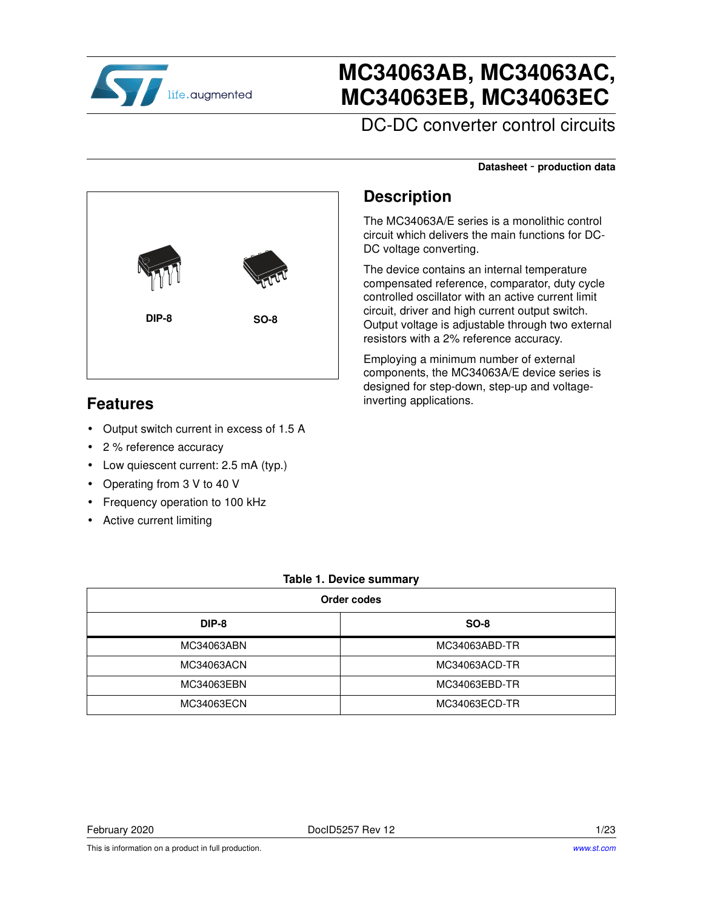# MC34063AB, MC34063AC, MC34063EB, MC34063EC

## DC-DC converter control circuits

**Datasheet - production data**

DIP-8

SO-8

## Features

- Output switch current in excess of 1.5 A
- 2 % reference accuracy
- Low quiescent current: 2.5 mA (typ.)
- Operating from 3 V to 40 V
- Frequency operation to 100 kHz
- Active current limiting

## Description

The MC34063A/E series is a monolithic control circuit which delivers the main functions for DC-DC voltage converting.

The device contains an internal temperature compensated reference, comparator, duty cycle controlled oscillator with an active current limit circuit, driver and high current output switch. Output voltage is adjustable through two external resistors with a 2% reference accuracy.

Employing a minimum number of external components, the MC34063A/E device series is designed for step-down, step-up and voltage-inverting applications.

**Table 1. Device summary**

| Order codes | |
|---|---|
| **DIP-8** | **SO-8** |
| MC34063ABN | MC34063ABD-TR |
| MC34063ACN | MC34063ACD-TR |
| MC34063EBN | MC34063EBD-TR |
| MC34063ECN | MC34063ECD-TR |

February 2020 DocID5257 Rev 12

This is information on a product in full production. www.st.com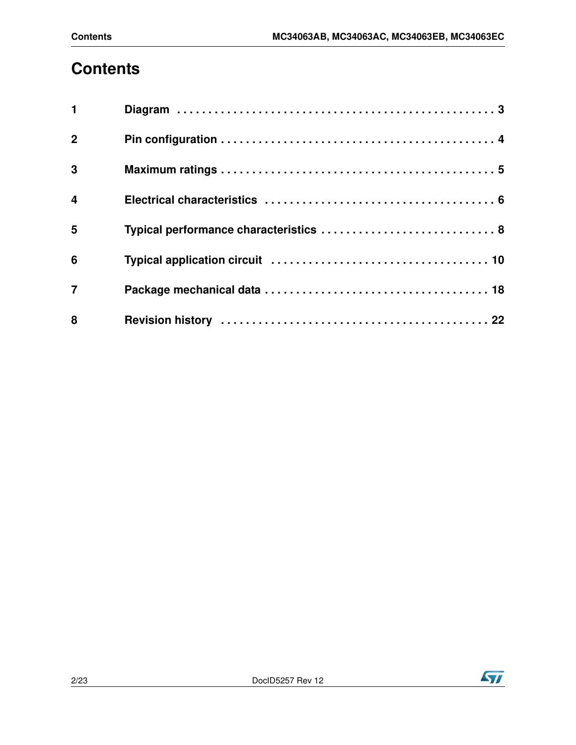# Contents

| | | |
|---|---|---|
| 1 | Diagram | 3 |
| 2 | Pin configuration | 4 |
| 3 | Maximum ratings | 5 |
| 4 | Electrical characteristics | 6 |
| 5 | Typical performance characteristics | 8 |
| 6 | Typical application circuit | 10 |
| 7 | Package mechanical data | 18 |
| 8 | Revision history | 22 |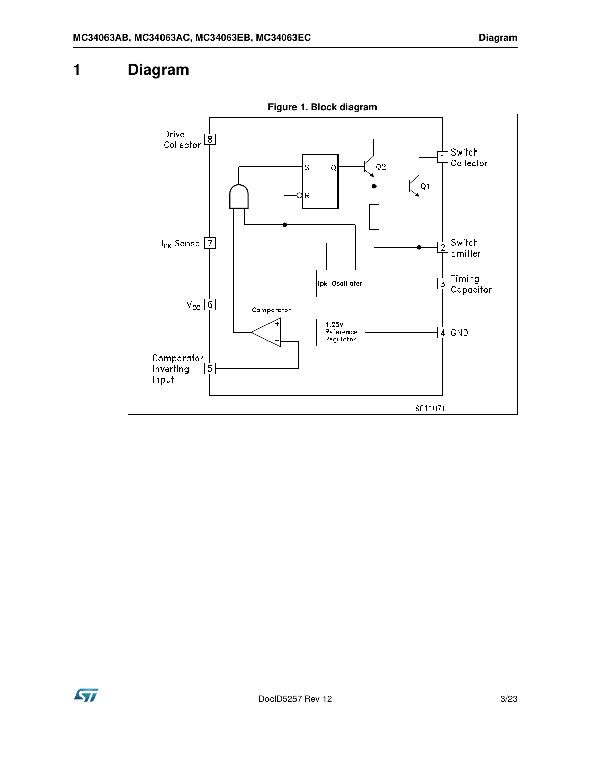# 1 Diagram

**Figure 1. Block diagram**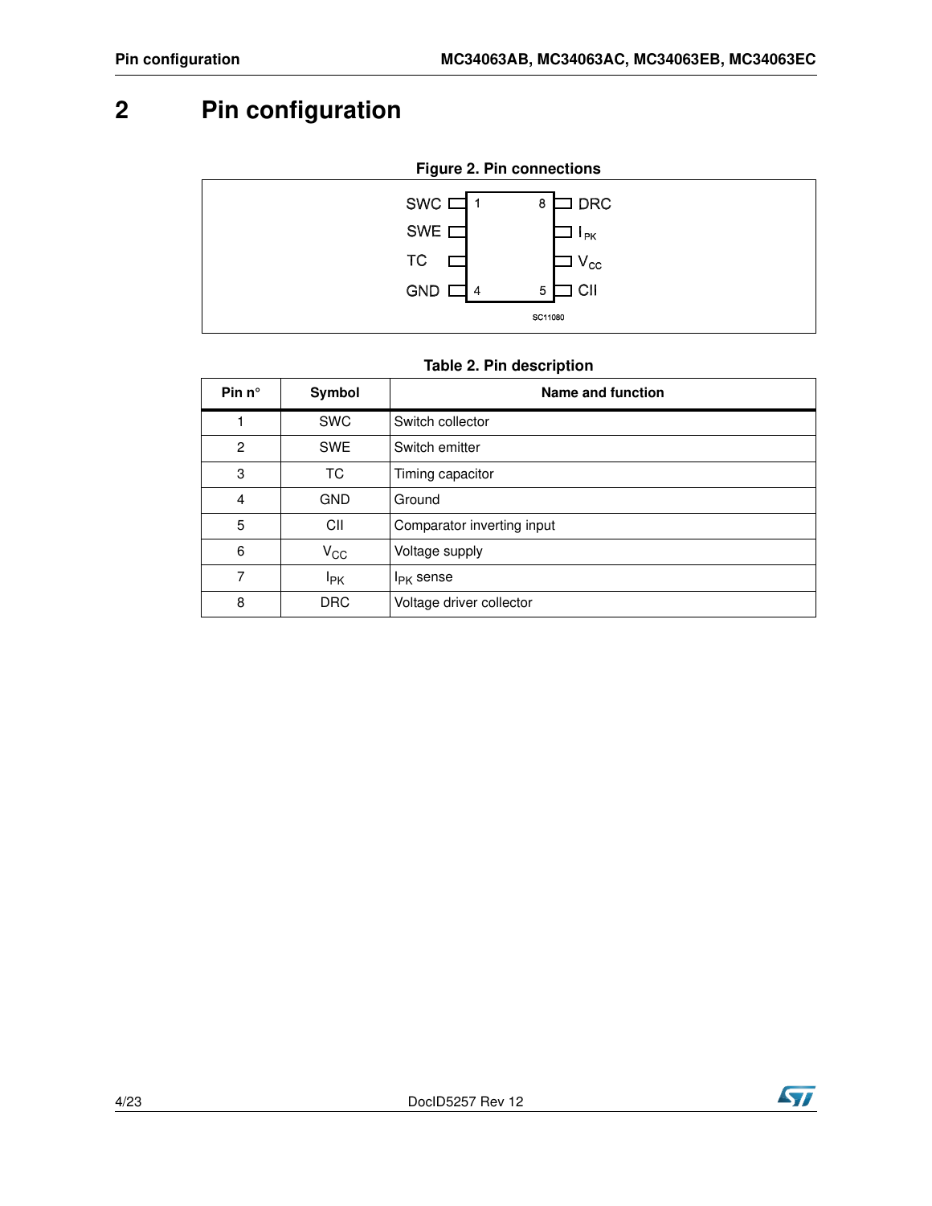# 2 Pin configuration

**Figure 2. Pin connections**

**Table 2. Pin description**

| Pin n° | Symbol | Name and function |
|---|---|---|
| 1 | SWC | Switch collector |
| 2 | SWE | Switch emitter |
| 3 | TC | Timing capacitor |
| 4 | GND | Ground |
| 5 | CII | Comparator inverting input |
| 6 | $V_{CC}$ | Voltage supply |
| 7 | $I_{PK}$ | $I_{PK}$ sense |
| 8 | DRC | Voltage driver collector |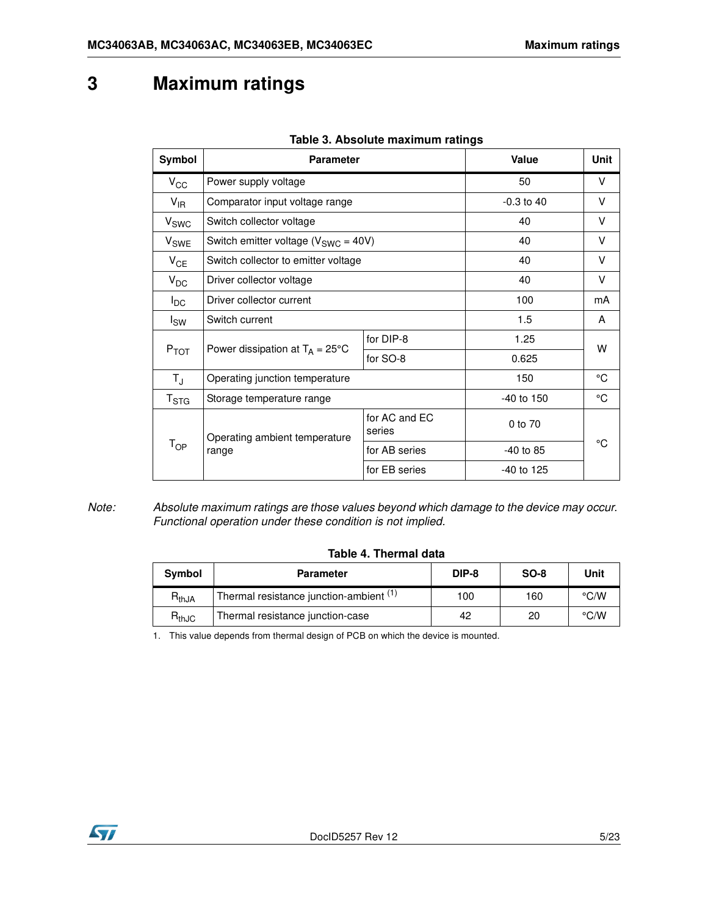# 3 Maximum ratings

**Table 3. Absolute maximum ratings**

| Symbol | Parameter | | Value | Unit |
|---|---|---|---|---|
| $V_{CC}$ | Power supply voltage | | 50 | V |
| $V_{IR}$ | Comparator input voltage range | | -0.3 to 40 | V |
| $V_{SWC}$ | Switch collector voltage | | 40 | V |
| $V_{SWE}$ | Switch emitter voltage ($V_{SWC}$ = 40V) | | 40 | V |
| $V_{CE}$ | Switch collector to emitter voltage | | 40 | V |
| $V_{DC}$ | Driver collector voltage | | 40 | V |
| $I_{DC}$ | Driver collector current | | 100 | mA |
| $I_{SW}$ | Switch current | | 1.5 | A |
| $P_{TOT}$ | Power dissipation at $T_A$ = 25°C | for DIP-8 | 1.25 | W |
| | | for SO-8 | 0.625 | |
| $T_J$ | Operating junction temperature | | 150 | °C |
| $T_{STG}$ | Storage temperature range | | -40 to 150 | °C |
| $T_{OP}$ | Operating ambient temperature range | for AC and EC series | 0 to 70 | °C |
| | | for AB series | -40 to 85 | |
| | | for EB series | -40 to 125 | |

*Note: Absolute maximum ratings are those values beyond which damage to the device may occur. Functional operation under these condition is not implied.*

**Table 4. Thermal data**

| Symbol | Parameter | DIP-8 | SO-8 | Unit |
|---|---|---|---|---|
| $R_{thJA}$ | Thermal resistance junction-ambient [(1)] | 100 | 160 | °C/W |
| $R_{thJC}$ | Thermal resistance junction-case | 42 | 20 | °C/W |

1. This value depends from thermal design of PCB on which the device is mounted.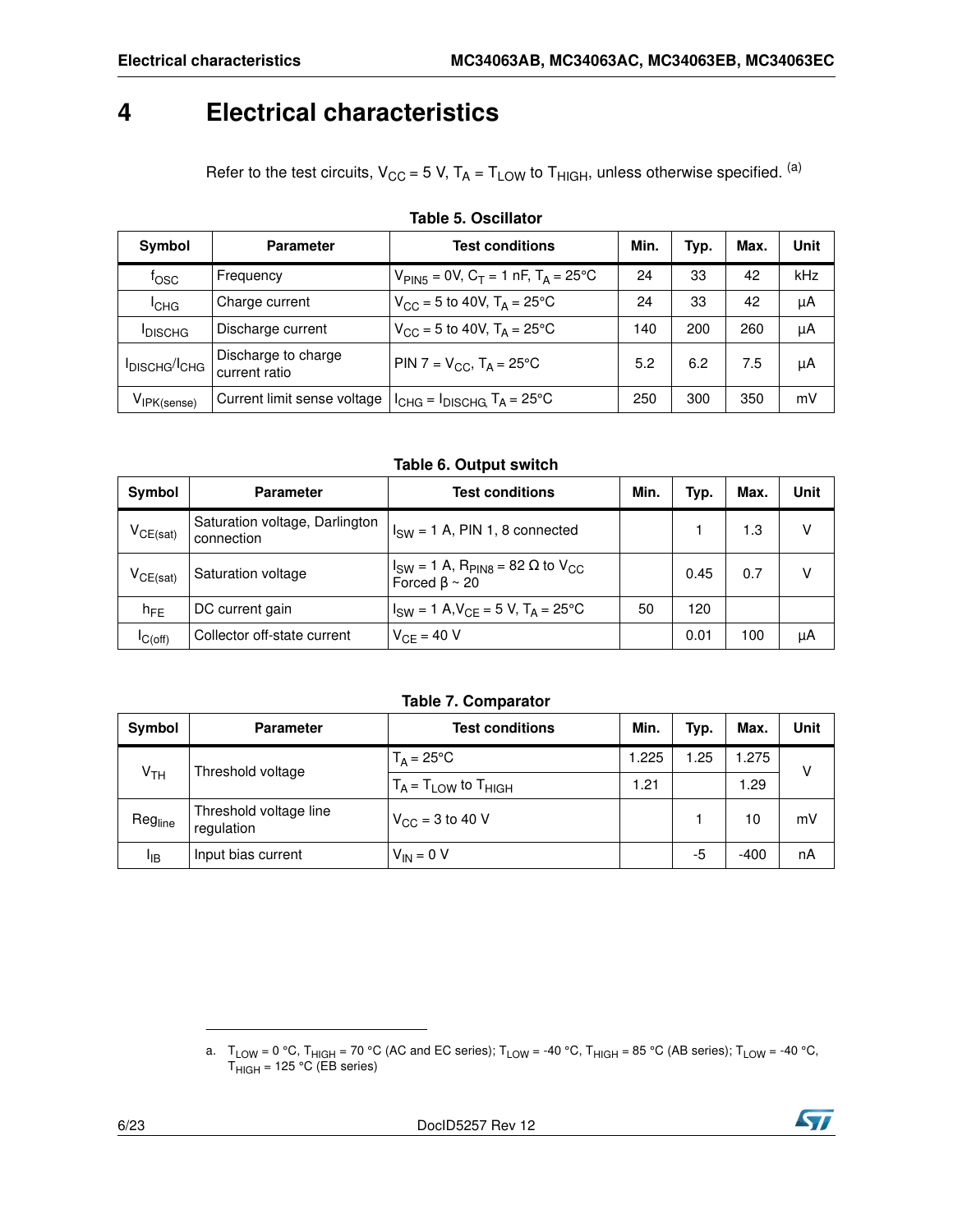# 4 Electrical characteristics

Refer to the test circuits, $V_{CC}$ = 5 V, $T_A$ = $T_{LOW}$ to $T_{HIGH}$, unless otherwise specified. [(a)]

**Table 5. Oscillator**

| Symbol | Parameter | Test conditions | Min. | Typ. | Max. | Unit |
|---|---|---|---|---|---|---|
| $f_{OSC}$ | Frequency | $V_{PIN5}$ = 0V, $C_T$ = 1 nF, $T_A$ = 25°C | 24 | 33 | 42 | kHz |
| $I_{CHG}$ | Charge current | $V_{CC}$ = 5 to 40V, $T_A$ = 25°C | 24 | 33 | 42 | µA |
| $I_{DISCHG}$ | Discharge current | $V_{CC}$ = 5 to 40V, $T_A$ = 25°C | 140 | 200 | 260 | µA |
| $I_{DISCHG}/I_{CHG}$ | Discharge to charge current ratio | PIN 7 = $V_{CC}$, $T_A$ = 25°C | 5.2 | 6.2 | 7.5 | µA |
| $V_{IPK(sense)}$ | Current limit sense voltage | $I_{CHG}$ = $I_{DISCHG,}$ $T_A$ = 25°C | 250 | 300 | 350 | mV |

**Table 6. Output switch**

| Symbol | Parameter | Test conditions | Min. | Typ. | Max. | Unit |
|---|---|---|---|---|---|---|
| $V_{CE(sat)}$ | Saturation voltage, Darlington connection | $I_{SW}$ = 1 A, PIN 1, 8 connected | | 1 | 1.3 | V |
| $V_{CE(sat)}$ | Saturation voltage | $I_{SW}$ = 1 A, $R_{PIN8}$ = 82 Ω to $V_{CC}$ Forced β ~ 20 | | 0.45 | 0.7 | V |
| $h_{FE}$ | DC current gain | $I_{SW}$ = 1 A,$V_{CE}$ = 5 V, $T_A$ = 25°C | 50 | 120 | | |
| $I_{C(off)}$ | Collector off-state current | $V_{CE}$ = 40 V | | 0.01 | 100 | µA |

**Table 7. Comparator**

| Symbol | Parameter | Test conditions | Min. | Typ. | Max. | Unit |
|---|---|---|---|---|---|---|
| $V_{TH}$ | Threshold voltage | $T_A$ = 25°C | 1.225 | 1.25 | 1.275 | V |
| | | $T_A$ = $T_{LOW}$ to $T_{HIGH}$ | 1.21 | | 1.29 | |
| $Reg_{line}$ | Threshold voltage line regulation | $V_{CC}$ = 3 to 40 V | | 1 | 10 | mV |
| $I_{IB}$ | Input bias current | $V_{IN}$ = 0 V | | -5 | -400 | nA |

a. $T_{LOW}$ = 0 °C, $T_{HIGH}$ = 70 °C (AC and EC series); $T_{LOW}$ = -40 °C, $T_{HIGH}$ = 85 °C (AB series); $T_{LOW}$ = -40 °C, $T_{HIGH}$ = 125 °C (EB series)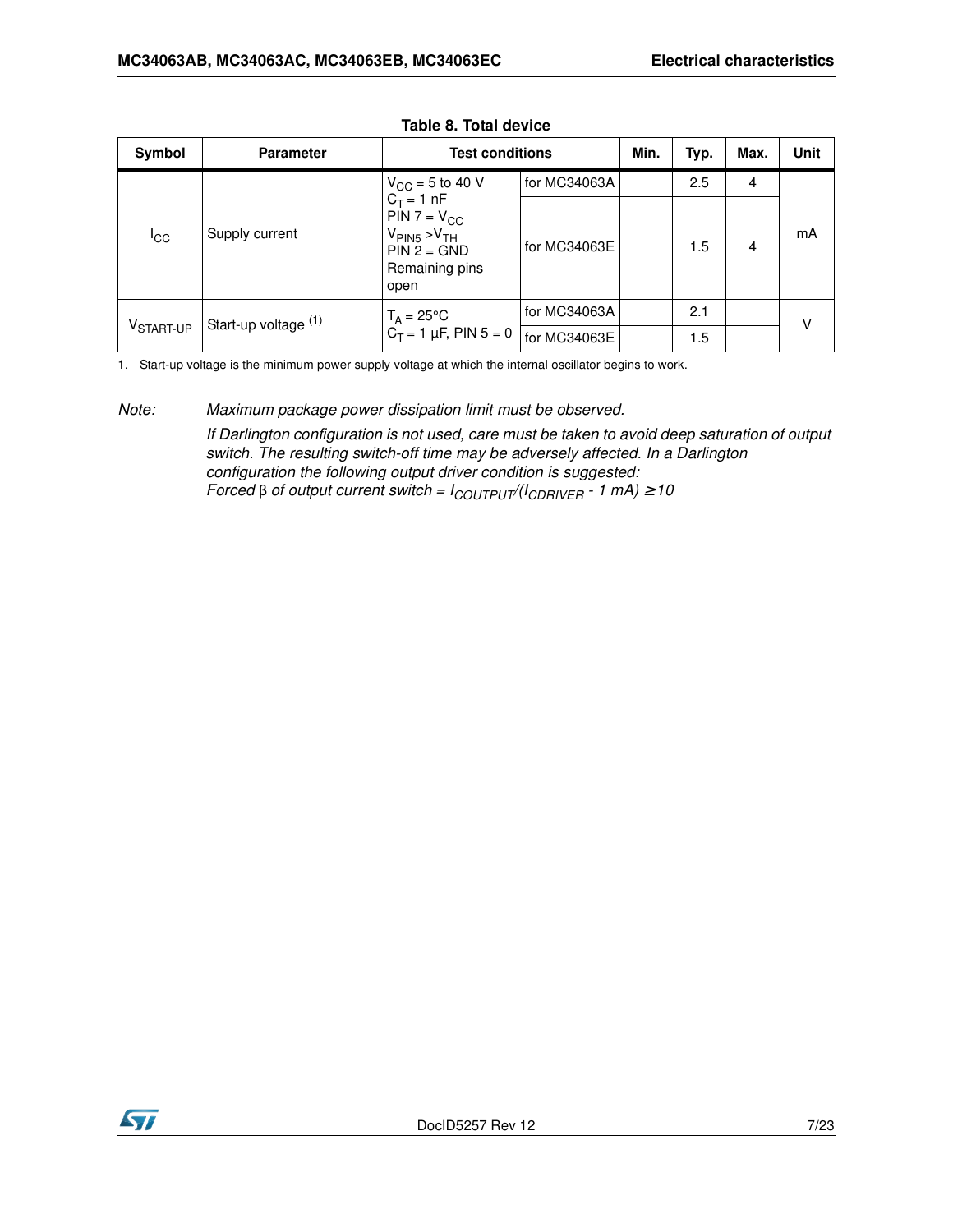**Table 8. Total device**

| Symbol | Parameter | Test conditions | | Min. | Typ. | Max. | Unit |
|---|---|---|---|---|---|---|---|
| $I_{CC}$ | Supply current | $V_{CC}$ = 5 to 40 V<br>$C_T$ = 1 nF<br>PIN 7 = $V_{CC}$<br>$V_{PIN5} > V_{TH}$<br>PIN 2 = GND<br>Remaining pins open | for MC34063A | | 2.5 | 4 | mA |
| | | | for MC34063E | | 1.5 | 4 | |
| $V_{START-UP}$ | Start-up voltage [(1)] | $T_A$ = 25°C<br>$C_T$ = 1 µF, PIN 5 = 0 | for MC34063A | | 2.1 | | V |
| | | | for MC34063E | | 1.5 | | |

1. Start-up voltage is the minimum power supply voltage at which the internal oscillator begins to work.

*Note: Maximum package power dissipation limit must be observed.*

*If Darlington configuration is not used, care must be taken to avoid deep saturation of output switch. The resulting switch-off time may be adversely affected. In a Darlington configuration the following output driver condition is suggested:*

*Forced β of output current switch =* $I_{COUTPUT}/(I_{CDRIVER} - 1\text{ mA}) \geq 10$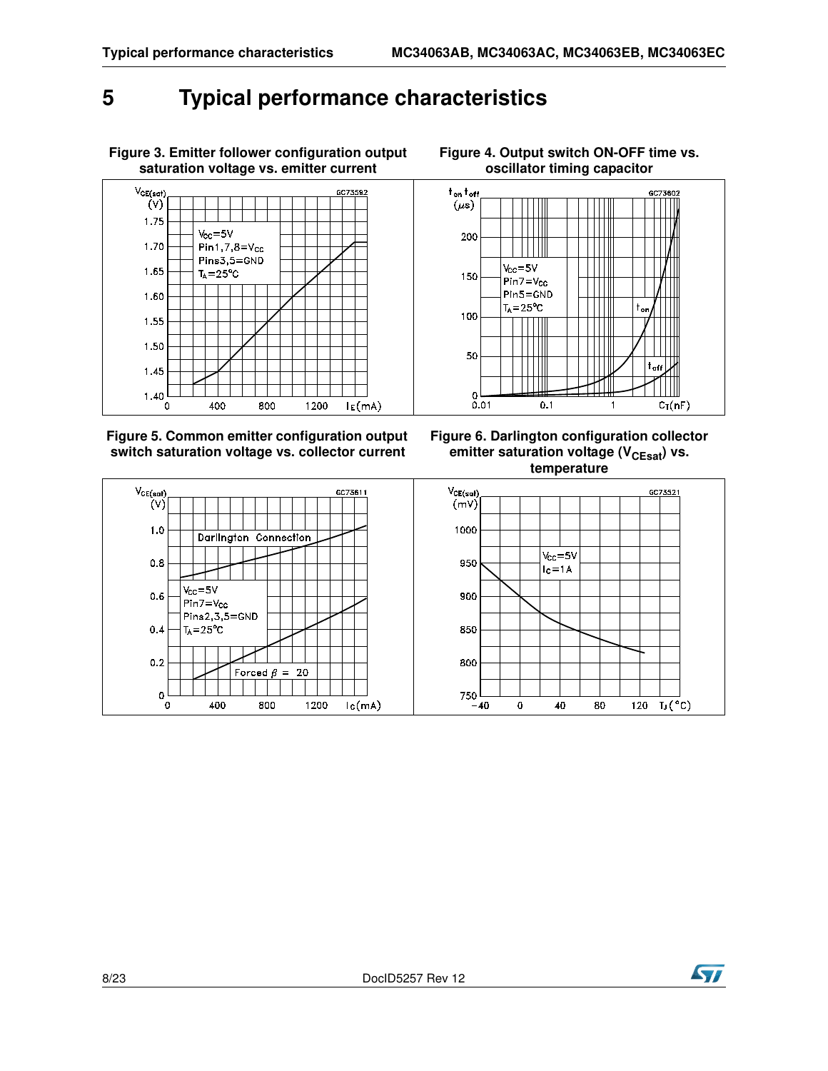# 5 Typical performance characteristics

Figure 3. Emitter follower configuration output saturation voltage vs. emitter current

Figure 4. Output switch ON-OFF time vs. oscillator timing capacitor

Figure 5. Common emitter configuration output switch saturation voltage vs. collector current

Figure 6. Darlington configuration collector emitter saturation voltage ($V_{CEsat}$) vs. temperature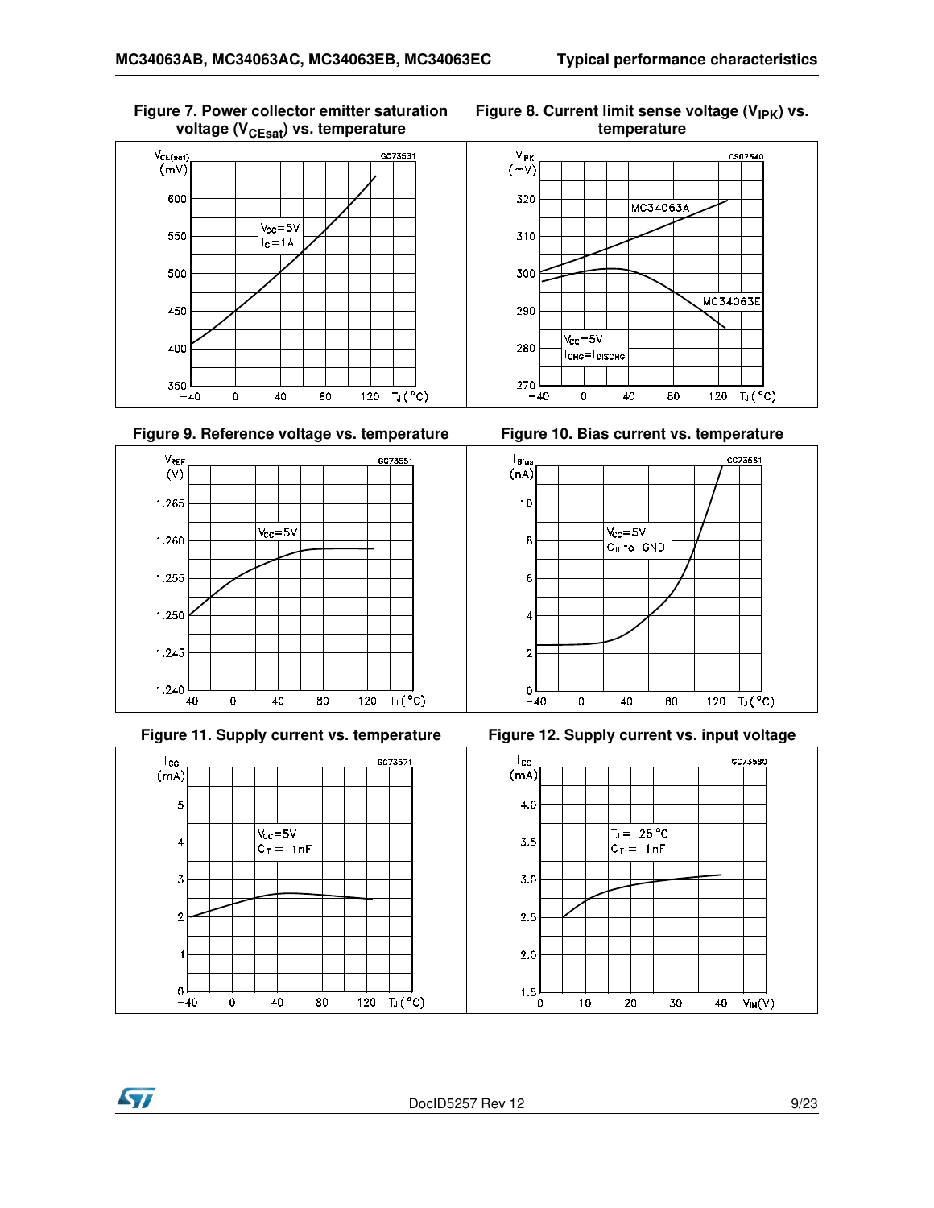**Figure 7. Power collector emitter saturation voltage ($V_{CEsat}$) vs. temperature**

**Figure 8. Current limit sense voltage ($V_{IPK}$) vs. temperature**

**Figure 9. Reference voltage vs. temperature**

**Figure 10. Bias current vs. temperature**

**Figure 11. Supply current vs. temperature**

**Figure 12. Supply current vs. input voltage**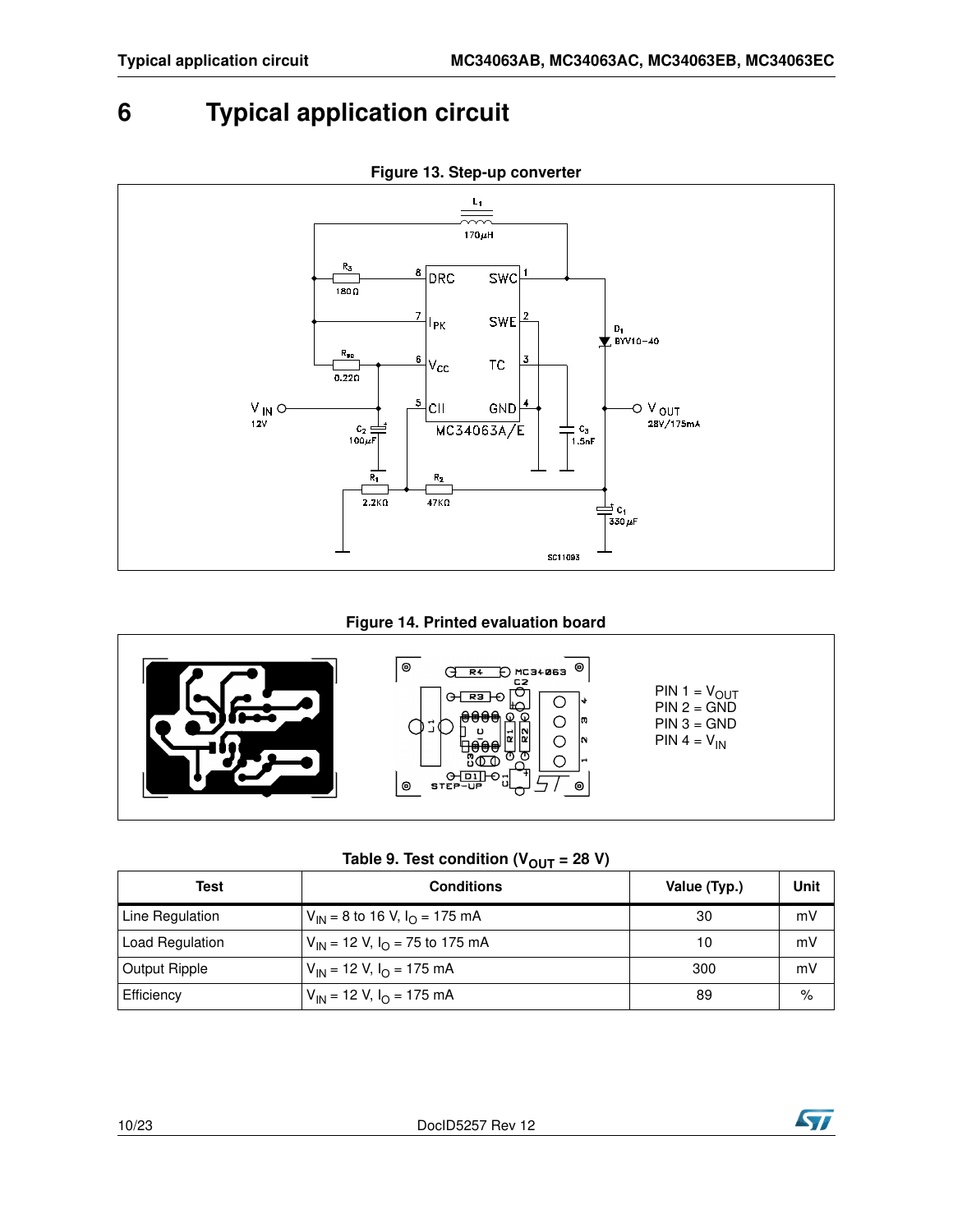# 6 Typical application circuit

**Figure 13. Step-up converter**

**Figure 14. Printed evaluation board**

PIN 1 = $V_{OUT}$
PIN 2 = GND
PIN 3 = GND
PIN 4 = $V_{IN}$

**Table 9. Test condition ($V_{OUT}$ = 28 V)**

| Test | Conditions | Value (Typ.) | Unit |
|---|---|---|---|
| Line Regulation | $V_{IN}$ = 8 to 16 V, $I_O$ = 175 mA | 30 | mV |
| Load Regulation | $V_{IN}$ = 12 V, $I_O$ = 75 to 175 mA | 10 | mV |
| Output Ripple | $V_{IN}$ = 12 V, $I_O$ = 175 mA | 300 | mV |
| Efficiency | $V_{IN}$ = 12 V, $I_O$ = 175 mA | 89 | % |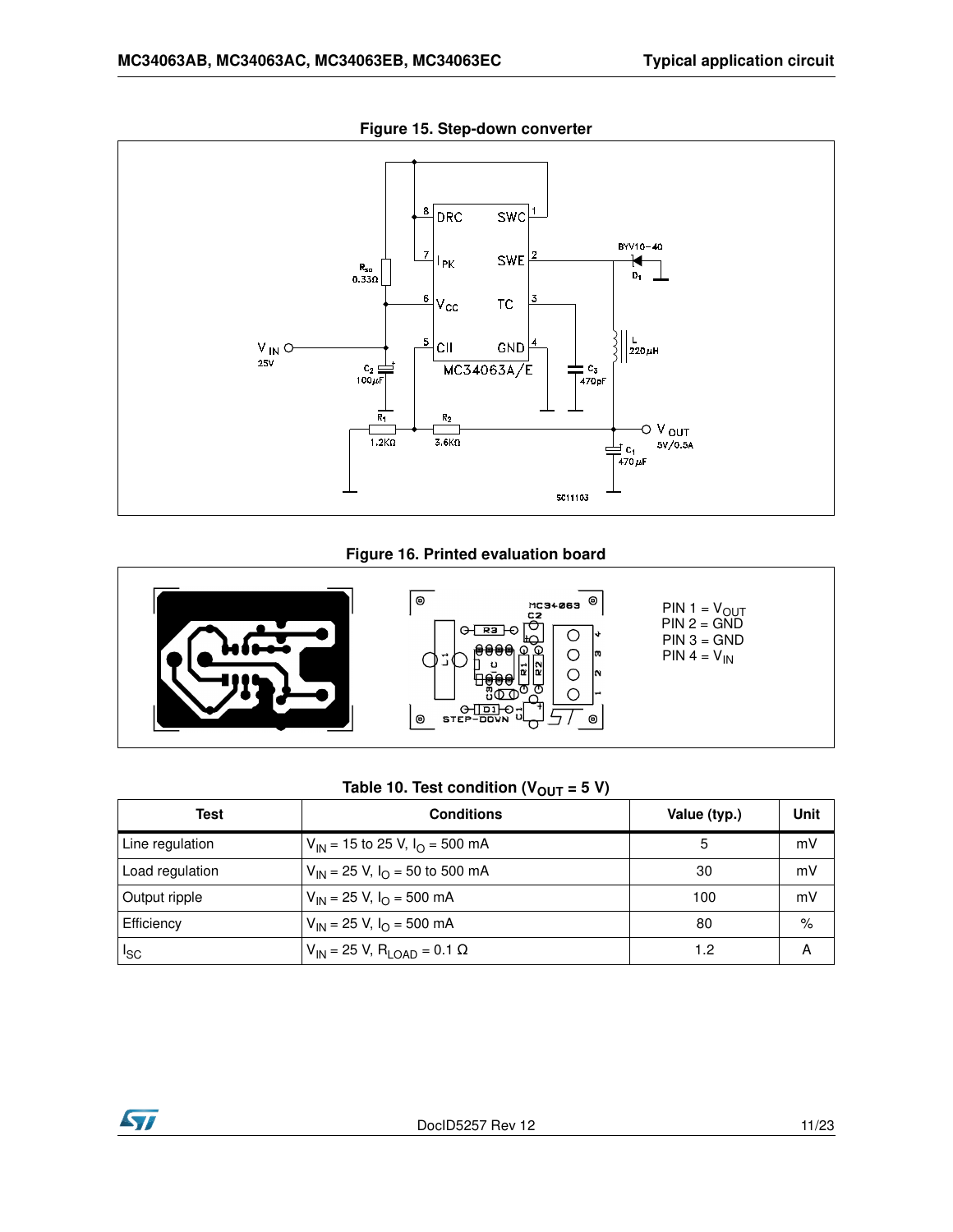**Figure 15. Step-down converter**

**Figure 16. Printed evaluation board**

PIN 1 = $V_{OUT}$
PIN 2 = GND
PIN 3 = GND
PIN 4 = $V_{IN}$

**Table 10. Test condition ($V_{OUT}$ = 5 V)**

| Test | Conditions | Value (typ.) | Unit |
|---|---|---|---|
| Line regulation | $V_{IN}$ = 15 to 25 V, $I_O$ = 500 mA | 5 | mV |
| Load regulation | $V_{IN}$ = 25 V, $I_O$ = 50 to 500 mA | 30 | mV |
| Output ripple | $V_{IN}$ = 25 V, $I_O$ = 500 mA | 100 | mV |
| Efficiency | $V_{IN}$ = 25 V, $I_O$ = 500 mA | 80 | % |
| $I_{SC}$ | $V_{IN}$ = 25 V, $R_{LOAD}$ = 0.1 Ω | 1.2 | A |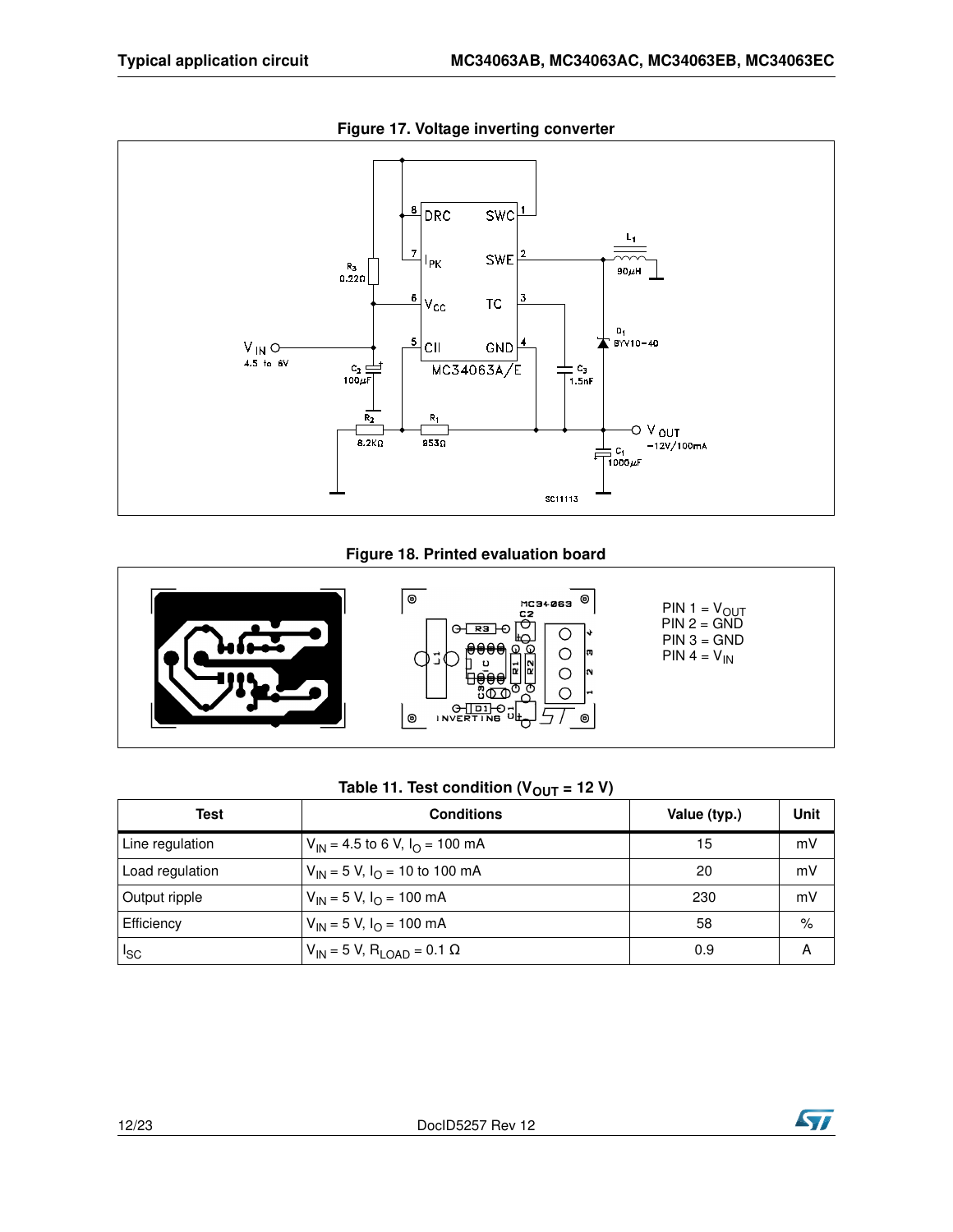**Figure 17. Voltage inverting converter**

**Figure 18. Printed evaluation board**

PIN 1 = $V_{OUT}$
PIN 2 = GND
PIN 3 = GND
PIN 4 = $V_{IN}$

**Table 11. Test condition ($V_{OUT}$ = 12 V)**

| Test | Conditions | Value (typ.) | Unit |
|---|---|---|---|
| Line regulation | $V_{IN}$ = 4.5 to 6 V, $I_O$ = 100 mA | 15 | mV |
| Load regulation | $V_{IN}$ = 5 V, $I_O$ = 10 to 100 mA | 20 | mV |
| Output ripple | $V_{IN}$ = 5 V, $I_O$ = 100 mA | 230 | mV |
| Efficiency | $V_{IN}$ = 5 V, $I_O$ = 100 mA | 58 | % |
| $I_{SC}$ | $V_{IN}$ = 5 V, $R_{LOAD}$ = 0.1 Ω | 0.9 | A |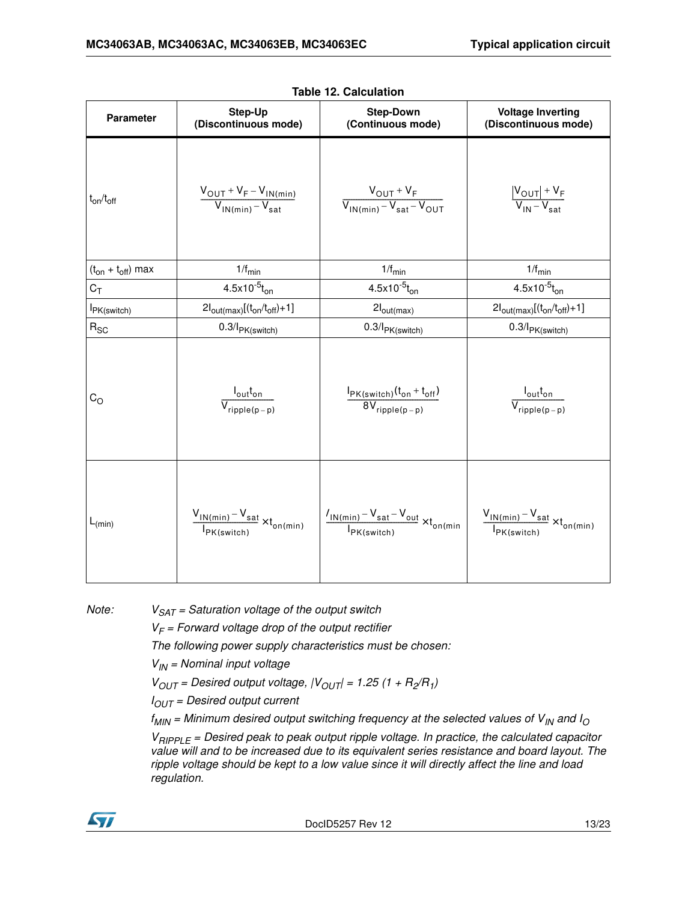**Table 12. Calculation**

| Parameter | Step-Up (Discontinuous mode) | Step-Down (Continuous mode) | Voltage Inverting (Discontinuous mode) |
|---|---|---|---|
| $t_{on}/t_{off}$ | $\frac{V_{OUT} + V_F - V_{IN(min)}}{V_{IN(min)} - V_{sat}}$ | $\frac{V_{OUT} + V_F}{V_{IN(min)} - V_{sat} - V_{OUT}}$ | $\frac{\lvert V_{OUT}\rvert + V_F}{V_{IN} - V_{sat}}$ |
| $(t_{on} + t_{off})$ max | $1/f_{min}$ | $1/f_{min}$ | $1/f_{min}$ |
| $C_T$ | $4.5x10^{-5}t_{on}$ | $4.5x10^{-5}t_{on}$ | $4.5x10^{-5}t_{on}$ |
| $I_{PK(switch)}$ | $2I_{out(max)}[(t_{on}/t_{off})+1]$ | $2I_{out(max)}$ | $2I_{out(max)}[(t_{on}/t_{off})+1]$ |
| $R_{SC}$ | $0.3/I_{PK(switch)}$ | $0.3/I_{PK(switch)}$ | $0.3/I_{PK(switch)}$ |
| $C_O$ | $\frac{I_{out}t_{on}}{V_{ripple(p-p)}}$ | $\frac{I_{PK(switch)}(t_{on} + t_{off})}{8V_{ripple(p-p)}}$ | $\frac{I_{out}t_{on}}{V_{ripple(p-p)}}$ |
| $L_{(min)}$ | $\frac{V_{IN(min)} - V_{sat}}{I_{PK(switch)}} \times t_{on(min)}$ | $\frac{I_{IN(min)} - V_{sat} - V_{out}}{I_{PK(switch)}} \times t_{on(min}$ | $\frac{V_{IN(min)} - V_{sat}}{I_{PK(switch)}} \times t_{on(min)}$ |

*Note:* *$V_{SAT}$ = Saturation voltage of the output switch*

*$V_F$ = Forward voltage drop of the output rectifier*

*The following power supply characteristics must be chosen:*

*$V_{IN}$ = Nominal input voltage*

*$V_{OUT}$ = Desired output voltage, $|V_{OUT}| = 1.25 (1 + R_2/R_1)$*

*$I_{OUT}$ = Desired output current*

*$f_{MIN}$ = Minimum desired output switching frequency at the selected values of $V_{IN}$ and $I_O$*

*$V_{RIPPLE}$ = Desired peak to peak output ripple voltage. In practice, the calculated capacitor value will and to be increased due to its equivalent series resistance and board layout. The ripple voltage should be kept to a low value since it will directly affect the line and load regulation.*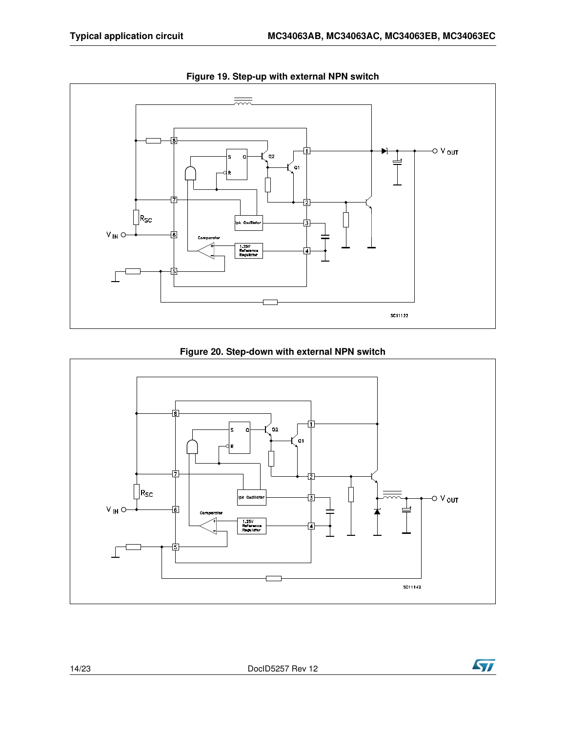**Figure 19. Step-up with external NPN switch**

**Figure 20. Step-down with external NPN switch**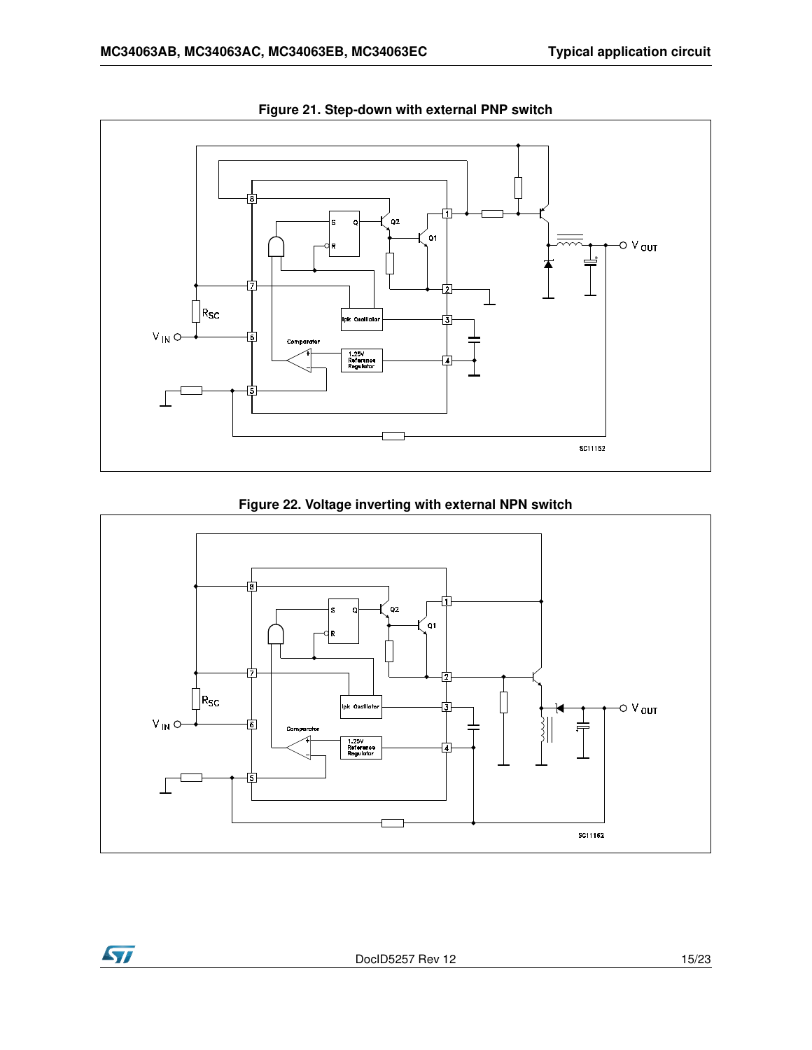**Figure 21. Step-down with external PNP switch**

**Figure 22. Voltage inverting with external NPN switch**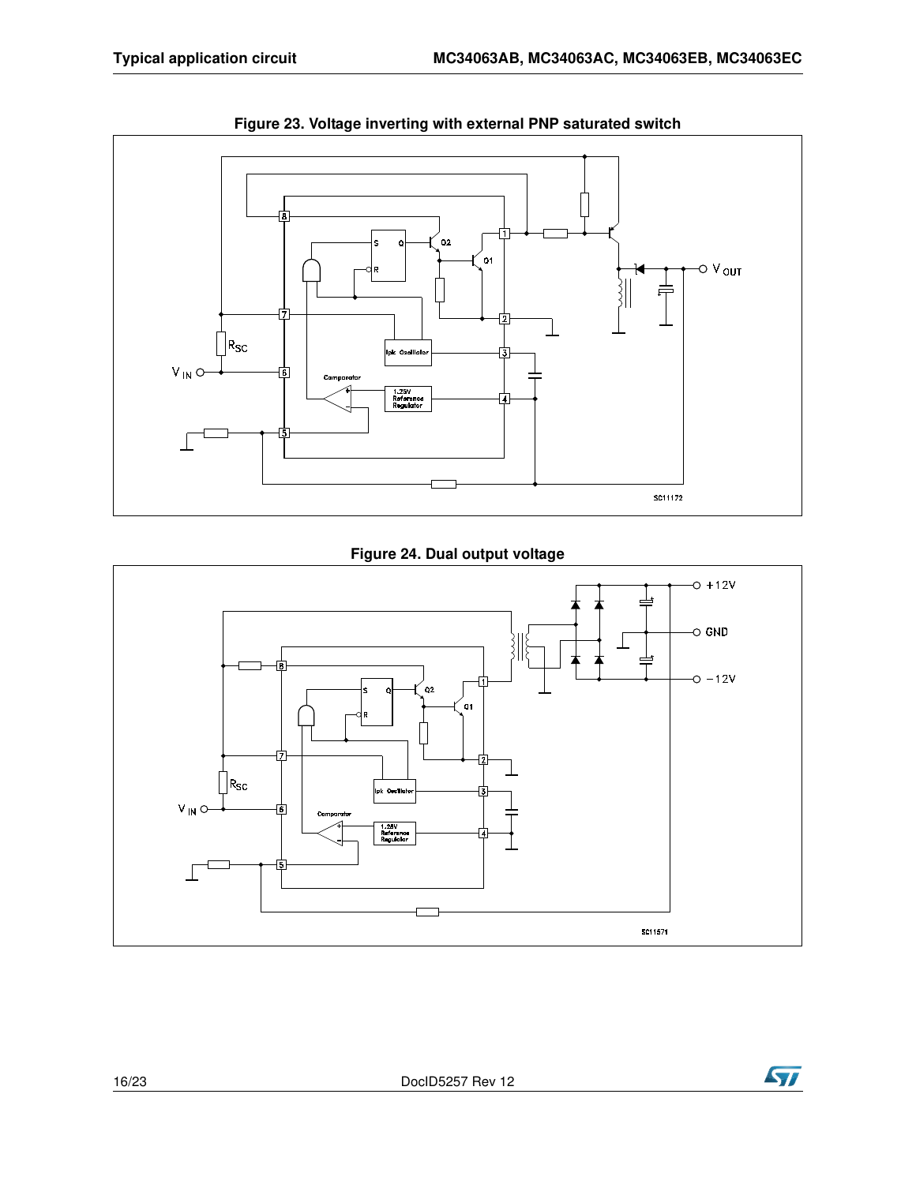**Figure 23. Voltage inverting with external PNP saturated switch**

**Figure 24. Dual output voltage**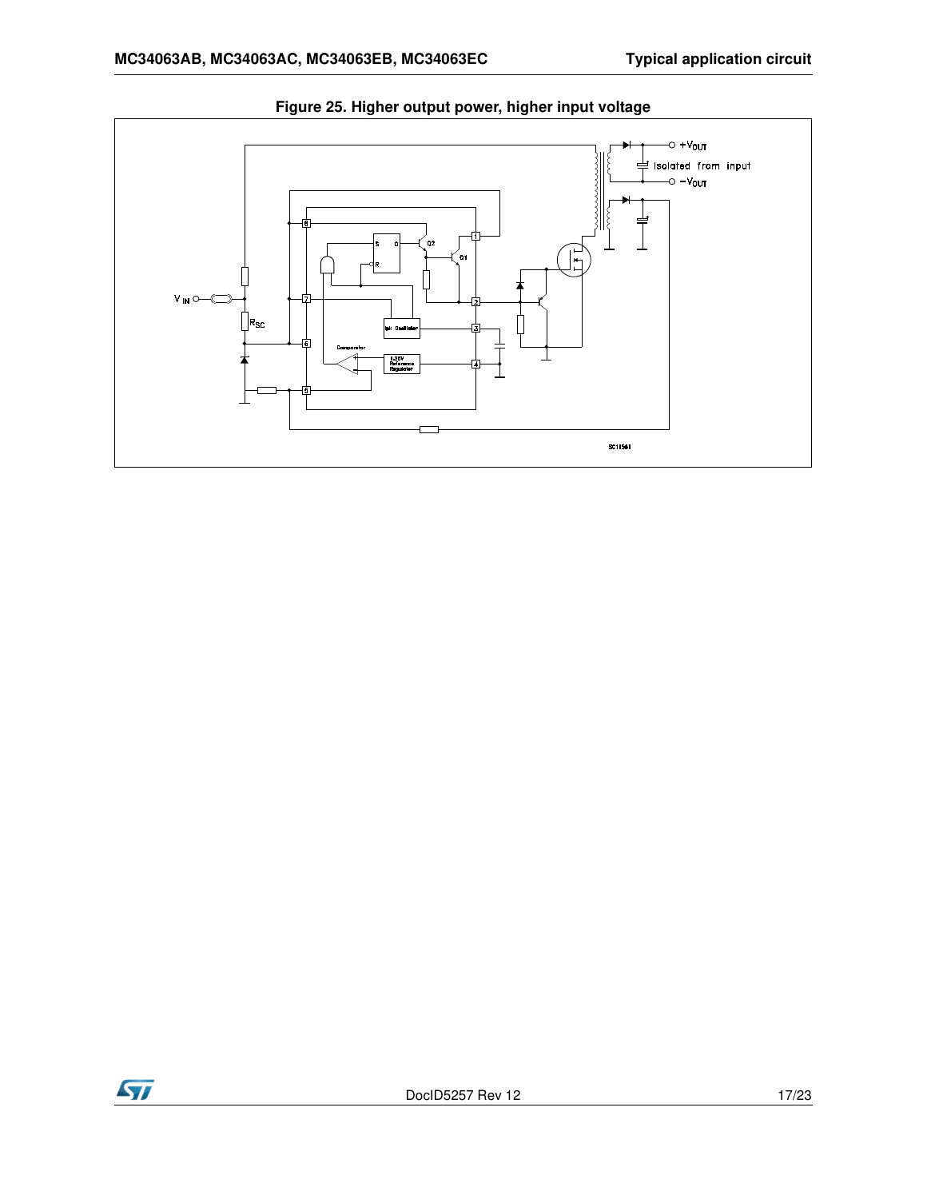**Figure 25. Higher output power, higher input voltage**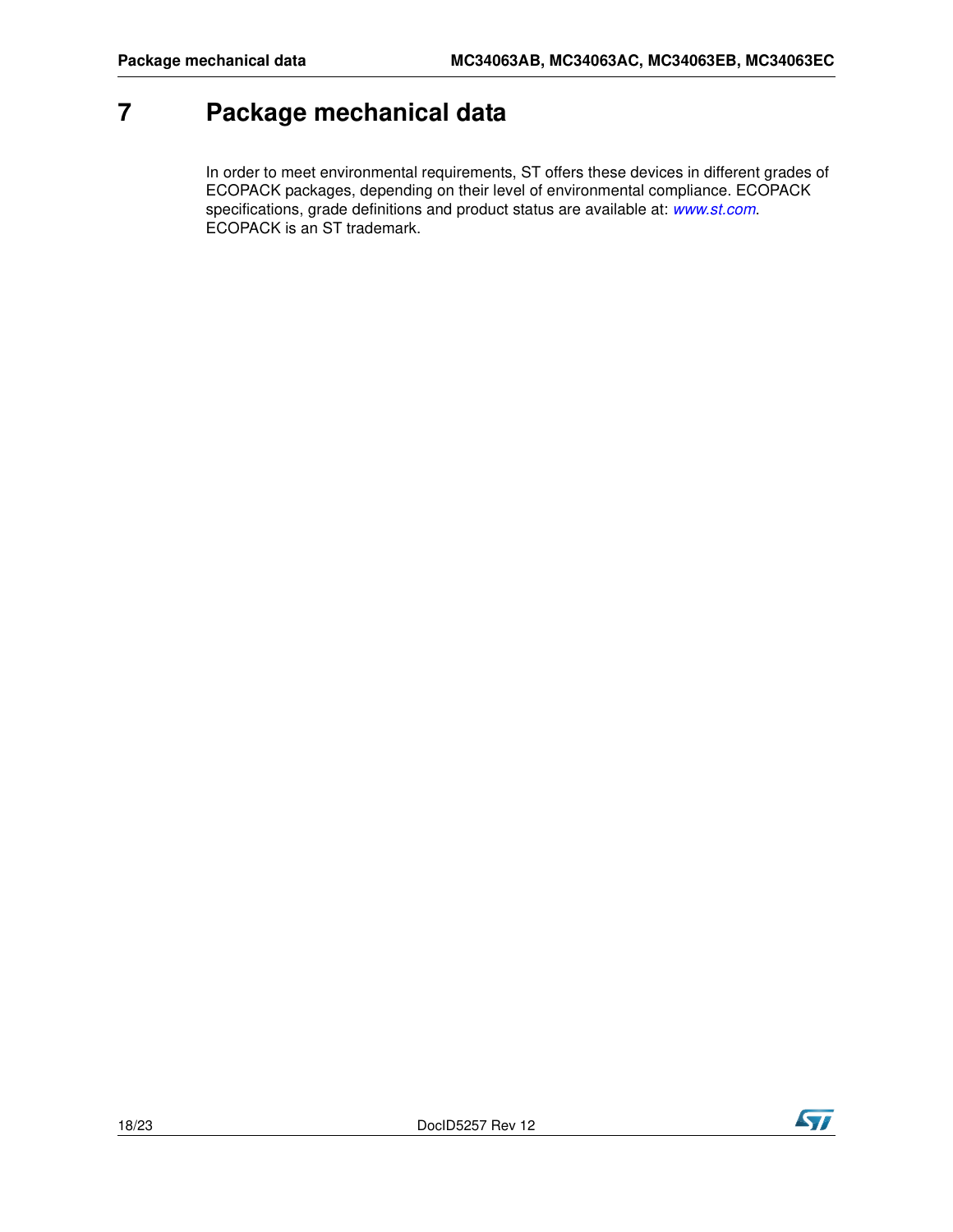# 7 Package mechanical data

In order to meet environmental requirements, ST offers these devices in different grades of ECOPACK packages, depending on their level of environmental compliance. ECOPACK specifications, grade definitions and product status are available at: *www.st.com*. ECOPACK is an ST trademark.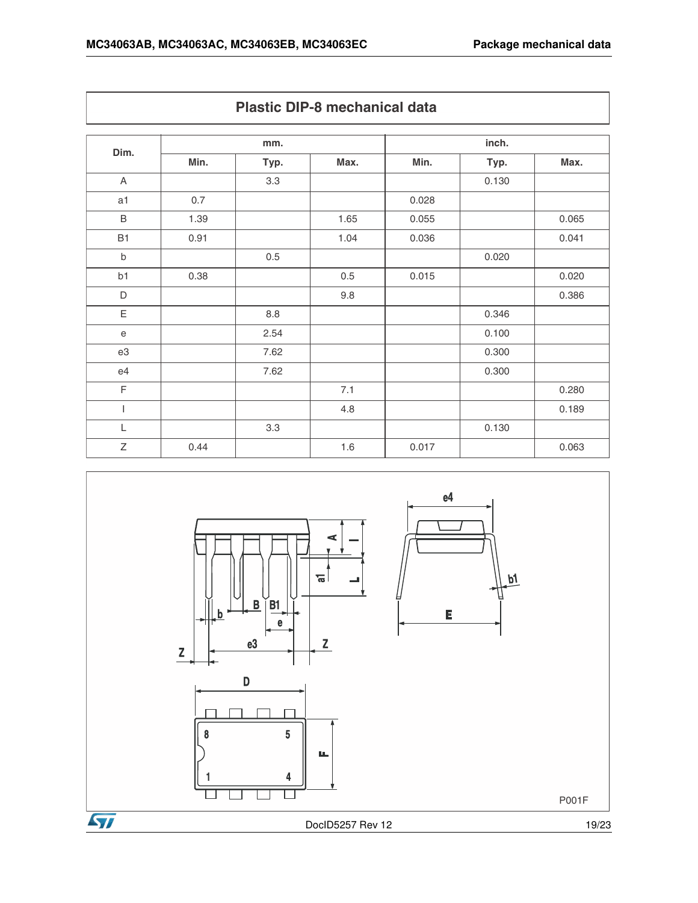**Plastic DIP-8 mechanical data**

| Dim. | mm. | | | inch. | | |
|---|---|---|---|---|---|---|
| | Min. | Typ. | Max. | Min. | Typ. | Max. |
| A | | 3.3 | | | 0.130 | |
| a1 | 0.7 | | | 0.028 | | |
| B | 1.39 | | 1.65 | 0.055 | | 0.065 |
| B1 | 0.91 | | 1.04 | 0.036 | | 0.041 |
| b | | 0.5 | | | 0.020 | |
| b1 | 0.38 | | 0.5 | 0.015 | | 0.020 |
| D | | | 9.8 | | | 0.386 |
| E | | 8.8 | | | 0.346 | |
| e | | 2.54 | | | 0.100 | |
| e3 | | 7.62 | | | 0.300 | |
| e4 | | 7.62 | | | 0.300 | |
| F | | | 7.1 | | | 0.280 |
| I | | | 4.8 | | | 0.189 |
| L | | 3.3 | | | 0.130 | |
| Z | 0.44 | | 1.6 | 0.017 | | 0.063 |

P001F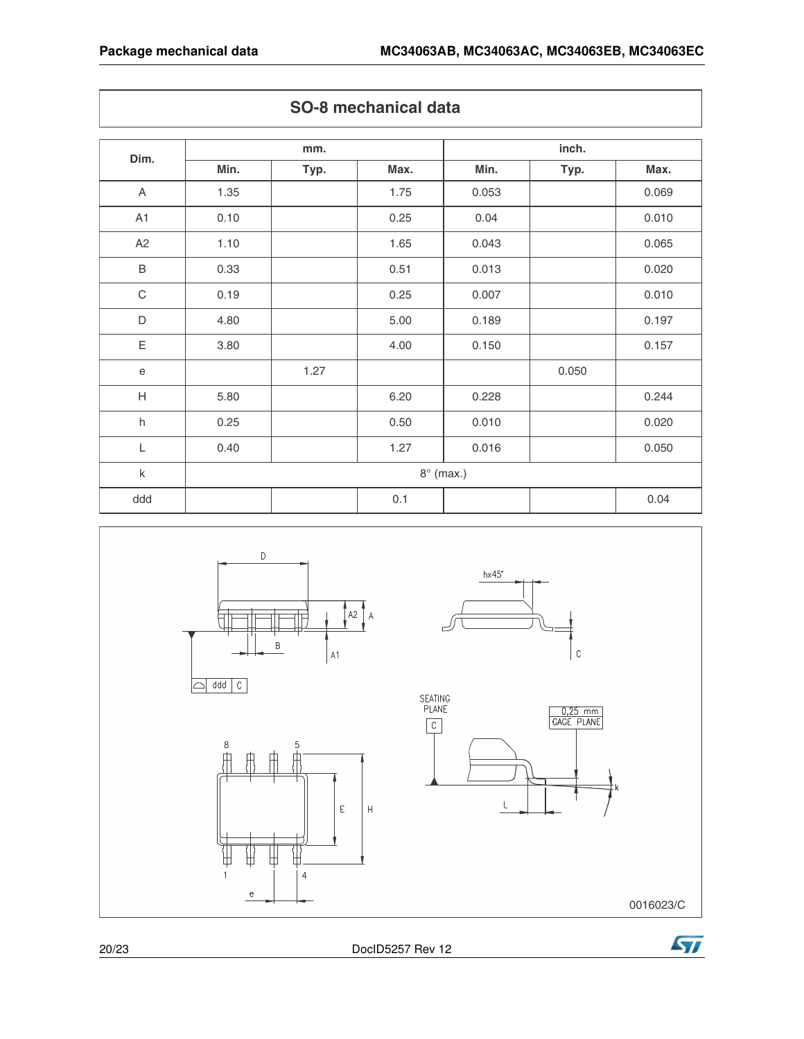## SO-8 mechanical data

| Dim. | mm. | | | inch. | | |
|---|---|---|---|---|---|---|
| | Min. | Typ. | Max. | Min. | Typ. | Max. |
| A | 1.35 | | 1.75 | 0.053 | | 0.069 |
| A1 | 0.10 | | 0.25 | 0.04 | | 0.010 |
| A2 | 1.10 | | 1.65 | 0.043 | | 0.065 |
| B | 0.33 | | 0.51 | 0.013 | | 0.020 |
| C | 0.19 | | 0.25 | 0.007 | | 0.010 |
| D | 4.80 | | 5.00 | 0.189 | | 0.197 |
| E | 3.80 | | 4.00 | 0.150 | | 0.157 |
| e | | 1.27 | | | 0.050 | |
| H | 5.80 | | 6.20 | 0.228 | | 0.244 |
| h | 0.25 | | 0.50 | 0.010 | | 0.020 |
| L | 0.40 | | 1.27 | 0.016 | | 0.050 |
| k | 8° (max.) | | | | | |
| ddd | | | 0.1 | | | 0.04 |

0016023/C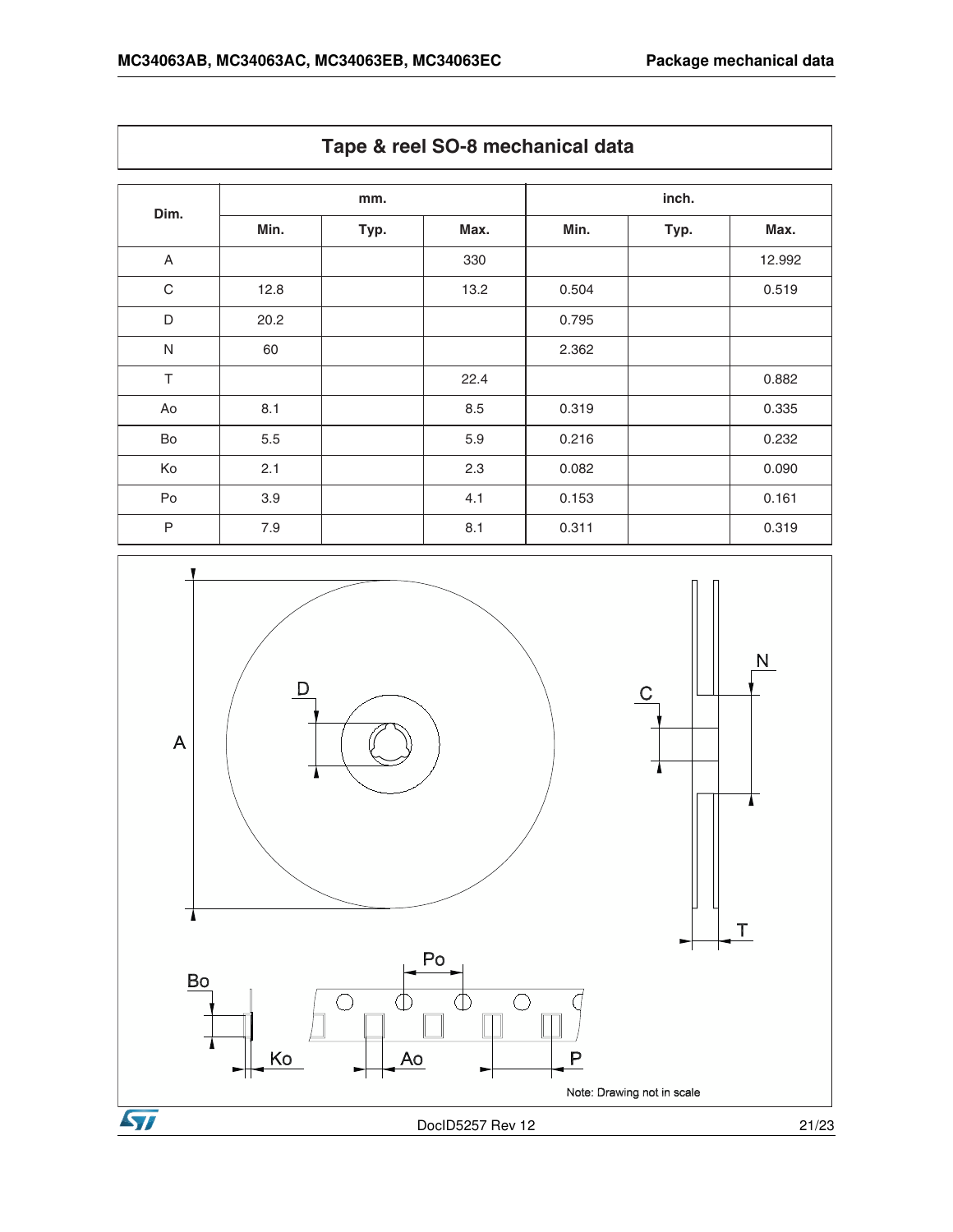## Tape & reel SO-8 mechanical data

| Dim. | mm. | | | inch. | | |
|---|---|---|---|---|---|---|
| | Min. | Typ. | Max. | Min. | Typ. | Max. |
| A | | | 330 | | | 12.992 |
| C | 12.8 | | 13.2 | 0.504 | | 0.519 |
| D | 20.2 | | | 0.795 | | |
| N | 60 | | | 2.362 | | |
| T | | | 22.4 | | | 0.882 |
| Ao | 8.1 | | 8.5 | 0.319 | | 0.335 |
| Bo | 5.5 | | 5.9 | 0.216 | | 0.232 |
| Ko | 2.1 | | 2.3 | 0.082 | | 0.090 |
| Po | 3.9 | | 4.1 | 0.153 | | 0.161 |
| P | 7.9 | | 8.1 | 0.311 | | 0.319 |

A D C N T Po Bo Ko Ao P

Note: Drawing not in scale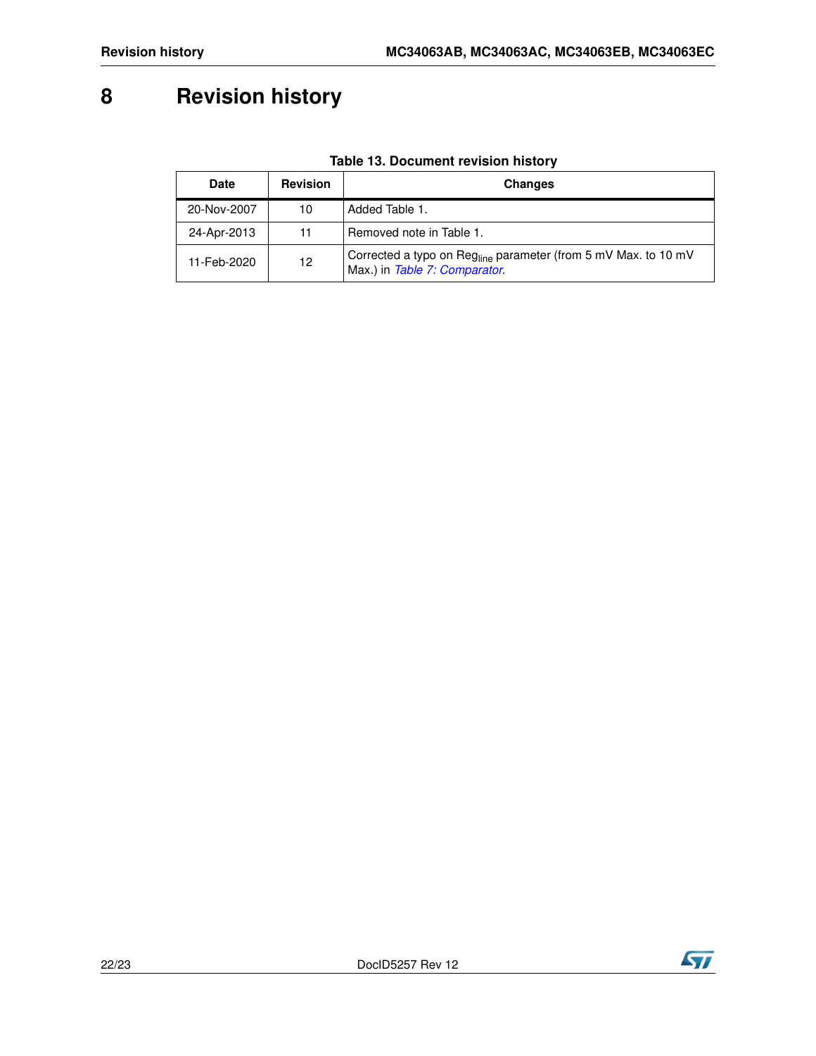# 8 Revision history

**Table 13. Document revision history**

| Date | Revision | Changes |
|---|---|---|
| 20-Nov-2007 | 10 | Added Table 1. |
| 24-Apr-2013 | 11 | Removed note in Table 1. |
| 11-Feb-2020 | 12 | Corrected a typo on $Reg_{line}$ parameter (from 5 mV Max. to 10 mV Max.) in *Table 7: Comparator*. |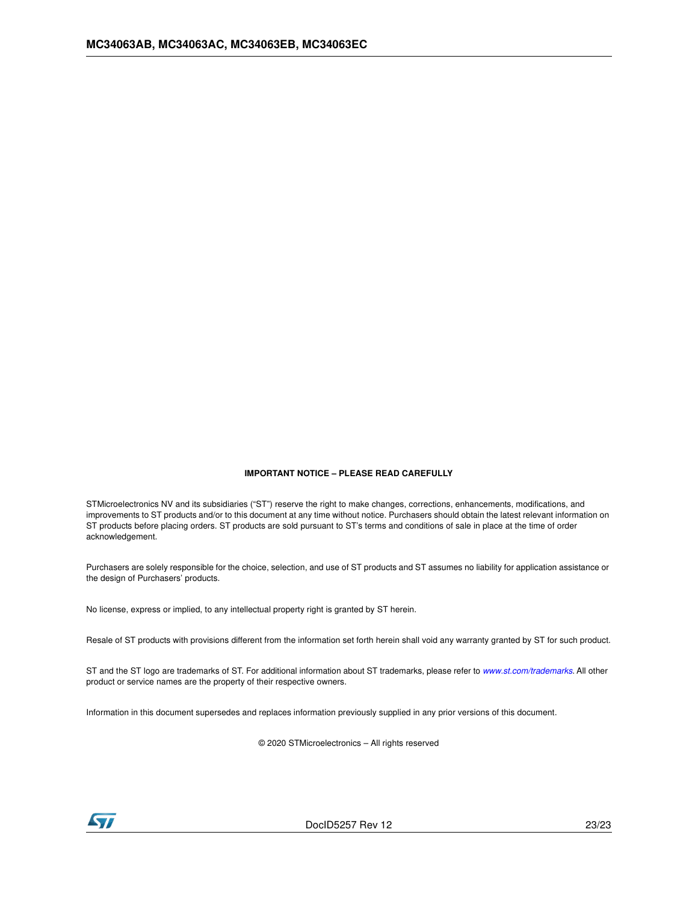**IMPORTANT NOTICE – PLEASE READ CAREFULLY**

STMicroelectronics NV and its subsidiaries (“ST”) reserve the right to make changes, corrections, enhancements, modifications, and improvements to ST products and/or to this document at any time without notice. Purchasers should obtain the latest relevant information on ST products before placing orders. ST products are sold pursuant to ST’s terms and conditions of sale in place at the time of order acknowledgement.

Purchasers are solely responsible for the choice, selection, and use of ST products and ST assumes no liability for application assistance or the design of Purchasers’ products.

No license, express or implied, to any intellectual property right is granted by ST herein.

Resale of ST products with provisions different from the information set forth herein shall void any warranty granted by ST for such product.

ST and the ST logo are trademarks of ST. For additional information about ST trademarks, please refer to *www.st.com/trademarks*. All other product or service names are the property of their respective owners.

Information in this document supersedes and replaces information previously supplied in any prior versions of this document.

© 2020 STMicroelectronics – All rights reserved